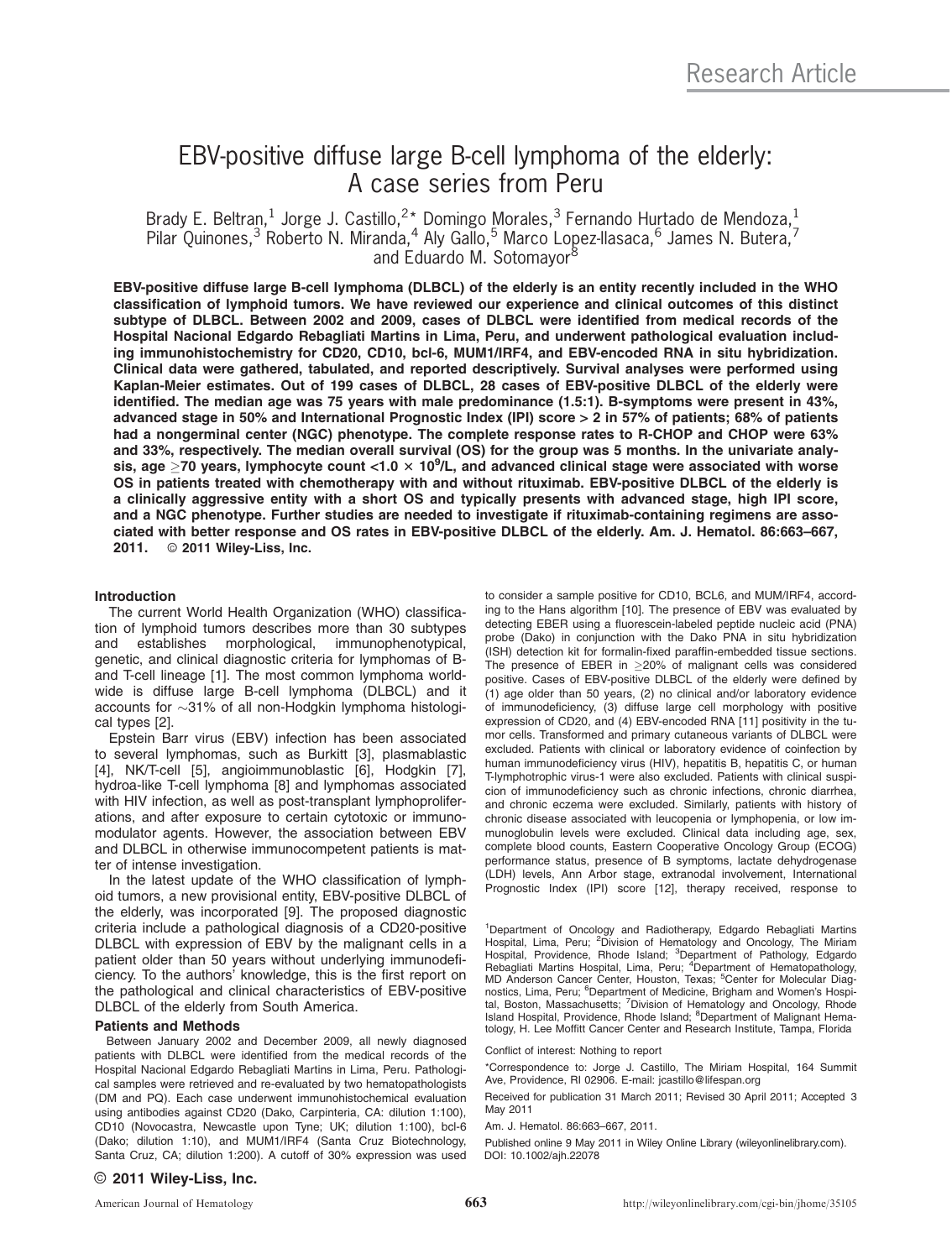Research Article

# EBV-positive diffuse large B-cell lymphoma of the elderly: A case series from Peru

Brady E. Beltran,[1] Jorge J. Castillo,[2]* Domingo Morales,[3] Fernando Hurtado de Mendoza,[1] Pilar Quinones,[3] Roberto N. Miranda,[4] Aly Gallo,[5] Marco Lopez-Ilasaca,[6] James N. Butera,[7] and Eduardo M. Sotomayor[8]

**EBV-positive diffuse large B-cell lymphoma (DLBCL) of the elderly is an entity recently included in the WHO classification of lymphoid tumors. We have reviewed our experience and clinical outcomes of this distinct subtype of DLBCL. Between 2002 and 2009, cases of DLBCL were identified from medical records of the Hospital Nacional Edgardo Rebagliati Martins in Lima, Peru, and underwent pathological evaluation including immunohistochemistry for CD20, CD10, bcl-6, MUM1/IRF4, and EBV-encoded RNA in situ hybridization. Clinical data were gathered, tabulated, and reported descriptively. Survival analyses were performed using Kaplan-Meier estimates. Out of 199 cases of DLBCL, 28 cases of EBV-positive DLBCL of the elderly were identified. The median age was 75 years with male predominance (1.5:1). B-symptoms were present in 43%, advanced stage in 50% and International Prognostic Index (IPI) score > 2 in 57% of patients; 68% of patients had a nongerminal center (NGC) phenotype. The complete response rates to R-CHOP and CHOP were 63% and 33%, respectively. The median overall survival (OS) for the group was 5 months. In the univariate analysis, age ≥70 years, lymphocyte count <1.0 × $10^9$/L, and advanced clinical stage were associated with worse OS in patients treated with chemotherapy with and without rituximab. EBV-positive DLBCL of the elderly is a clinically aggressive entity with a short OS and typically presents with advanced stage, high IPI score, and a NGC phenotype. Further studies are needed to investigate if rituximab-containing regimens are associated with better response and OS rates in EBV-positive DLBCL of the elderly. Am. J. Hematol. 86:663–667, 2011. © 2011 Wiley-Liss, Inc.**

## Introduction

The current World Health Organization (WHO) classification of lymphoid tumors describes more than 30 subtypes and establishes morphological, immunophenotypical, genetic, and clinical diagnostic criteria for lymphomas of B- and T-cell lineage [1]. The most common lymphoma worldwide is diffuse large B-cell lymphoma (DLBCL) and it accounts for ~31% of all non-Hodgkin lymphoma histological types [2].

Epstein Barr virus (EBV) infection has been associated to several lymphomas, such as Burkitt [3], plasmablastic [4], NK/T-cell [5], angioimmunoblastic [6], Hodgkin [7], hydroa-like T-cell lymphoma [8] and lymphomas associated with HIV infection, as well as post-transplant lymphoproliferations, and after exposure to certain cytotoxic or immunomodulator agents. However, the association between EBV and DLBCL in otherwise immunocompetent patients is matter of intense investigation.

In the latest update of the WHO classification of lymphoid tumors, a new provisional entity, EBV-positive DLBCL of the elderly, was incorporated [9]. The proposed diagnostic criteria include a pathological diagnosis of a CD20-positive DLBCL with expression of EBV by the malignant cells in a patient older than 50 years without underlying immunodeficiency. To the authors' knowledge, this is the first report on the pathological and clinical characteristics of EBV-positive DLBCL of the elderly from South America.

## Patients and Methods

Between January 2002 and December 2009, all newly diagnosed patients with DLBCL were identified from the medical records of the Hospital Nacional Edgardo Rebagliati Martins in Lima, Peru. Pathological samples were retrieved and re-evaluated by two hematopathologists (DM and PQ). Each case underwent immunohistochemical evaluation using antibodies against CD20 (Dako, Carpinteria, CA: dilution 1:100), CD10 (Novocastra, Newcastle upon Tyne; UK; dilution 1:100), bcl-6 (Dako; dilution 1:10), and MUM1/IRF4 (Santa Cruz Biotechnology, Santa Cruz, CA; dilution 1:200). A cutoff of 30% expression was used to consider a sample positive for CD10, BCL6, and MUM/IRF4, according to the Hans algorithm [10]. The presence of EBV was evaluated by detecting EBER using a fluorescein-labeled peptide nucleic acid (PNA) probe (Dako) in conjunction with the Dako PNA in situ hybridization (ISH) detection kit for formalin-fixed paraffin-embedded tissue sections. The presence of EBER in ≥20% of malignant cells was considered positive. Cases of EBV-positive DLBCL of the elderly were defined by (1) age older than 50 years, (2) no clinical and/or laboratory evidence of immunodeficiency, (3) diffuse large cell morphology with positive expression of CD20, and (4) EBV-encoded RNA [11] positivity in the tumor cells. Transformed and primary cutaneous variants of DLBCL were excluded. Patients with clinical or laboratory evidence of coinfection by human immunodeficiency virus (HIV), hepatitis B, hepatitis C, or human T-lymphotrophic virus-1 were also excluded. Patients with clinical suspicion of immunodeficiency such as chronic infections, chronic diarrhea, and chronic eczema were excluded. Similarly, patients with history of chronic disease associated with leucopenia or lymphopenia, or low immunoglobulin levels were excluded. Clinical data including age, sex, complete blood counts, Eastern Cooperative Oncology Group (ECOG) performance status, presence of B symptoms, lactate dehydrogenase (LDH) levels, Ann Arbor stage, extranodal involvement, International Prognostic Index (IPI) score [12], therapy received, response to

[1]Department of Oncology and Radiotherapy, Edgardo Rebagliati Martins Hospital, Lima, Peru; [2]Division of Hematology and Oncology, The Miriam Hospital, Providence, Rhode Island; [3]Department of Pathology, Edgardo Rebagliati Martins Hospital, Lima, Peru; [4]Department of Hematopathology, MD Anderson Cancer Center, Houston, Texas; [5]Center for Molecular Diagnostics, Lima, Peru; [6]Department of Medicine, Brigham and Women's Hospital, Boston, Massachusetts; [7]Division of Hematology and Oncology, Rhode Island Hospital, Providence, Rhode Island; [8]Department of Malignant Hematology, H. Lee Moffitt Cancer Center and Research Institute, Tampa, Florida

Conflict of interest: Nothing to report

*Correspondence to: Jorge J. Castillo, The Miriam Hospital, 164 Summit Ave, Providence, RI 02906. E-mail: jcastillo@lifespan.org

Received for publication 31 March 2011; Revised 30 April 2011; Accepted 3 May 2011

Am. J. Hematol. 86:663–667, 2011.

Published online 9 May 2011 in Wiley Online Library (wileyonlinelibrary.com). DOI: 10.1002/ajh.22078

© 2011 Wiley-Liss, Inc.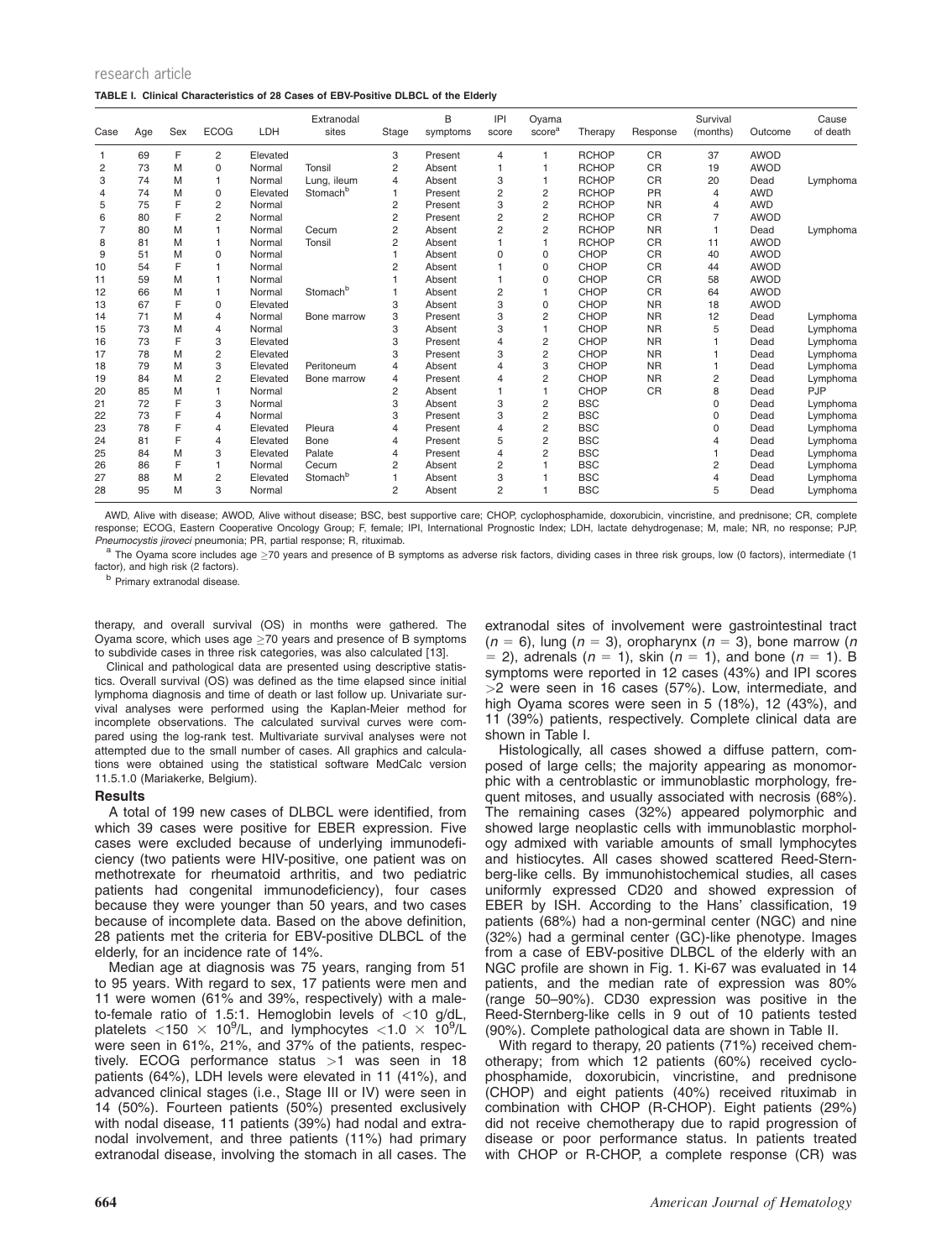TABLE I. Clinical Characteristics of 28 Cases of EBV-Positive DLBCL of the Elderly

| Case | Age | Sex | ECOG | LDH | Extranodal sites | Stage | B symptoms | IPI score | Oyama score[a] | Therapy | Response | Survival (months) | Outcome | Cause of death |
|---|---|---|---|---|---|---|---|---|---|---|---|---|---|---|
| 1 | 69 | F | 2 | Elevated | | 3 | Present | 4 | 1 | RCHOP | CR | 37 | AWOD | |
| 2 | 73 | M | 0 | Normal | Tonsil | 2 | Absent | 1 | 1 | RCHOP | CR | 19 | AWOD | |
| 3 | 74 | M | 1 | Normal | Lung, ileum | 4 | Absent | 3 | 1 | RCHOP | CR | 20 | Dead | Lymphoma |
| 4 | 74 | M | 0 | Elevated | Stomach[b] | 1 | Present | 2 | 2 | RCHOP | PR | 4 | AWD | |
| 5 | 75 | F | 2 | Normal | | 2 | Present | 3 | 2 | RCHOP | NR | 4 | AWD | |
| 6 | 80 | F | 2 | Normal | | 2 | Present | 2 | 2 | RCHOP | CR | 7 | AWOD | |
| 7 | 80 | M | 1 | Normal | Cecum | 2 | Absent | 2 | 2 | RCHOP | NR | 1 | Dead | Lymphoma |
| 8 | 81 | M | 1 | Normal | Tonsil | 2 | Absent | 1 | 1 | RCHOP | CR | 11 | AWOD | |
| 9 | 51 | M | 0 | Normal | | 1 | Absent | 0 | 0 | CHOP | CR | 40 | AWOD | |
| 10 | 54 | F | 1 | Normal | | 2 | Absent | 1 | 0 | CHOP | CR | 44 | AWOD | |
| 11 | 59 | M | 1 | Normal | | 1 | Absent | 1 | 0 | CHOP | CR | 58 | AWOD | |
| 12 | 66 | M | 1 | Normal | Stomach[b] | 1 | Absent | 2 | 1 | CHOP | CR | 64 | AWOD | |
| 13 | 67 | F | 0 | Elevated | | 3 | Absent | 3 | 0 | CHOP | NR | 18 | AWOD | |
| 14 | 71 | M | 4 | Normal | Bone marrow | 3 | Present | 3 | 2 | CHOP | NR | 12 | Dead | Lymphoma |
| 15 | 73 | M | 4 | Normal | | 3 | Absent | 3 | 1 | CHOP | NR | 5 | Dead | Lymphoma |
| 16 | 73 | F | 3 | Elevated | | 3 | Present | 4 | 2 | CHOP | NR | 1 | Dead | Lymphoma |
| 17 | 78 | M | 2 | Elevated | | 3 | Present | 3 | 2 | CHOP | NR | 1 | Dead | Lymphoma |
| 18 | 79 | M | 3 | Elevated | Peritoneum | 4 | Absent | 4 | 3 | CHOP | NR | 1 | Dead | Lymphoma |
| 19 | 84 | M | 2 | Elevated | Bone marrow | 4 | Present | 4 | 2 | CHOP | NR | 2 | Dead | Lymphoma |
| 20 | 85 | M | 1 | Normal | | 2 | Absent | 1 | 1 | CHOP | CR | 8 | Dead | PJP |
| 21 | 72 | F | 3 | Normal | | 3 | Absent | 3 | 2 | BSC | | 0 | Dead | Lymphoma |
| 22 | 73 | F | 4 | Normal | | 3 | Present | 3 | 2 | BSC | | 0 | Dead | Lymphoma |
| 23 | 78 | F | 4 | Elevated | Pleura | 4 | Present | 4 | 2 | BSC | | 0 | Dead | Lymphoma |
| 24 | 81 | F | 4 | Elevated | Bone | 4 | Present | 5 | 2 | BSC | | 4 | Dead | Lymphoma |
| 25 | 84 | M | 3 | Elevated | Palate | 4 | Present | 4 | 2 | BSC | | 1 | Dead | Lymphoma |
| 26 | 86 | F | 1 | Normal | Cecum | 2 | Absent | 2 | 1 | BSC | | 2 | Dead | Lymphoma |
| 27 | 88 | M | 2 | Elevated | Stomach[b] | 1 | Absent | 3 | 1 | BSC | | 4 | Dead | Lymphoma |
| 28 | 95 | M | 3 | Normal | | 2 | Absent | 2 | 1 | BSC | | 5 | Dead | Lymphoma |

AWD, Alive with disease; AWOD, Alive without disease; BSC, best supportive care; CHOP, cyclophosphamide, doxorubicin, vincristine, and prednisone; CR, complete response; ECOG, Eastern Cooperative Oncology Group; F, female; IPI, International Prognostic Index; LDH, lactate dehydrogenase; M, male; NR, no response; PJP, *Pneumocystis jiroveci* pneumonia; PR, partial response; R, rituximab.

[a] The Oyama score includes age ≥70 years and presence of B symptoms as adverse risk factors, dividing cases in three risk groups, low (0 factors), intermediate (1 factor), and high risk (2 factors).

[b] Primary extranodal disease.

therapy, and overall survival (OS) in months were gathered. The Oyama score, which uses age ≥70 years and presence of B symptoms to subdivide cases in three risk categories, was also calculated [13].

Clinical and pathological data are presented using descriptive statistics. Overall survival (OS) was defined as the time elapsed since initial lymphoma diagnosis and time of death or last follow up. Univariate survival analyses were performed using the Kaplan-Meier method for incomplete observations. The calculated survival curves were compared using the log-rank test. Multivariate survival analyses were not attempted due to the small number of cases. All graphics and calculations were obtained using the statistical software MedCalc version 11.5.1.0 (Mariakerke, Belgium).

## Results

A total of 199 new cases of DLBCL were identified, from which 39 cases were positive for EBER expression. Five cases were excluded because of underlying immunodeficiency (two patients were HIV-positive, one patient was on methotrexate for rheumatoid arthritis, and two pediatric patients had congenital immunodeficiency), four cases because they were younger than 50 years, and two cases because of incomplete data. Based on the above definition, 28 patients met the criteria for EBV-positive DLBCL of the elderly, for an incidence rate of 14%.

Median age at diagnosis was 75 years, ranging from 51 to 95 years. With regard to sex, 17 patients were men and 11 were women (61% and 39%, respectively) with a male-to-female ratio of 1.5:1. Hemoglobin levels of <10 g/dL, platelets $<150 \times 10^9$/L, and lymphocytes $<1.0 \times 10^9$/L were seen in 61%, 21%, and 37% of the patients, respectively. ECOG performance status >1 was seen in 18 patients (64%), LDH levels were elevated in 11 (41%), and advanced clinical stages (i.e., Stage III or IV) were seen in 14 (50%). Fourteen patients (50%) presented exclusively with nodal disease, 11 patients (39%) had nodal and extranodal involvement, and three patients (11%) had primary extranodal disease, involving the stomach in all cases. The extranodal sites of involvement were gastrointestinal tract ($n$ = 6), lung ($n$ = 3), oropharynx ($n$ = 3), bone marrow ($n$ = 2), adrenals ($n$ = 1), skin ($n$ = 1), and bone ($n$ = 1). B symptoms were reported in 12 cases (43%) and IPI scores >2 were seen in 16 cases (57%). Low, intermediate, and high Oyama scores were seen in 5 (18%), 12 (43%), and 11 (39%) patients, respectively. Complete clinical data are shown in Table I.

Histologically, all cases showed a diffuse pattern, composed of large cells; the majority appearing as monomorphic with a centroblastic or immunoblastic morphology, frequent mitoses, and usually associated with necrosis (68%). The remaining cases (32%) appeared polymorphic and showed large neoplastic cells with immunoblastic morphology admixed with variable amounts of small lymphocytes and histiocytes. All cases showed scattered Reed-Sternberg-like cells. By immunohistochemical studies, all cases uniformly expressed CD20 and showed expression of EBER by ISH. According to the Hans' classification, 19 patients (68%) had a non-germinal center (NGC) and nine (32%) had a germinal center (GC)-like phenotype. Images from a case of EBV-positive DLBCL of the elderly with an NGC profile are shown in Fig. 1. Ki-67 was evaluated in 14 patients, and the median rate of expression was 80% (range 50–90%). CD30 expression was positive in the Reed-Sternberg-like cells in 9 out of 10 patients tested (90%). Complete pathological data are shown in Table II.

With regard to therapy, 20 patients (71%) received chemotherapy; from which 12 patients (60%) received cyclophosphamide, doxorubicin, vincristine, and prednisone (CHOP) and eight patients (40%) received rituximab in combination with CHOP (R-CHOP). Eight patients (29%) did not receive chemotherapy due to rapid progression of disease or poor performance status. In patients treated with CHOP or R-CHOP, a complete response (CR) was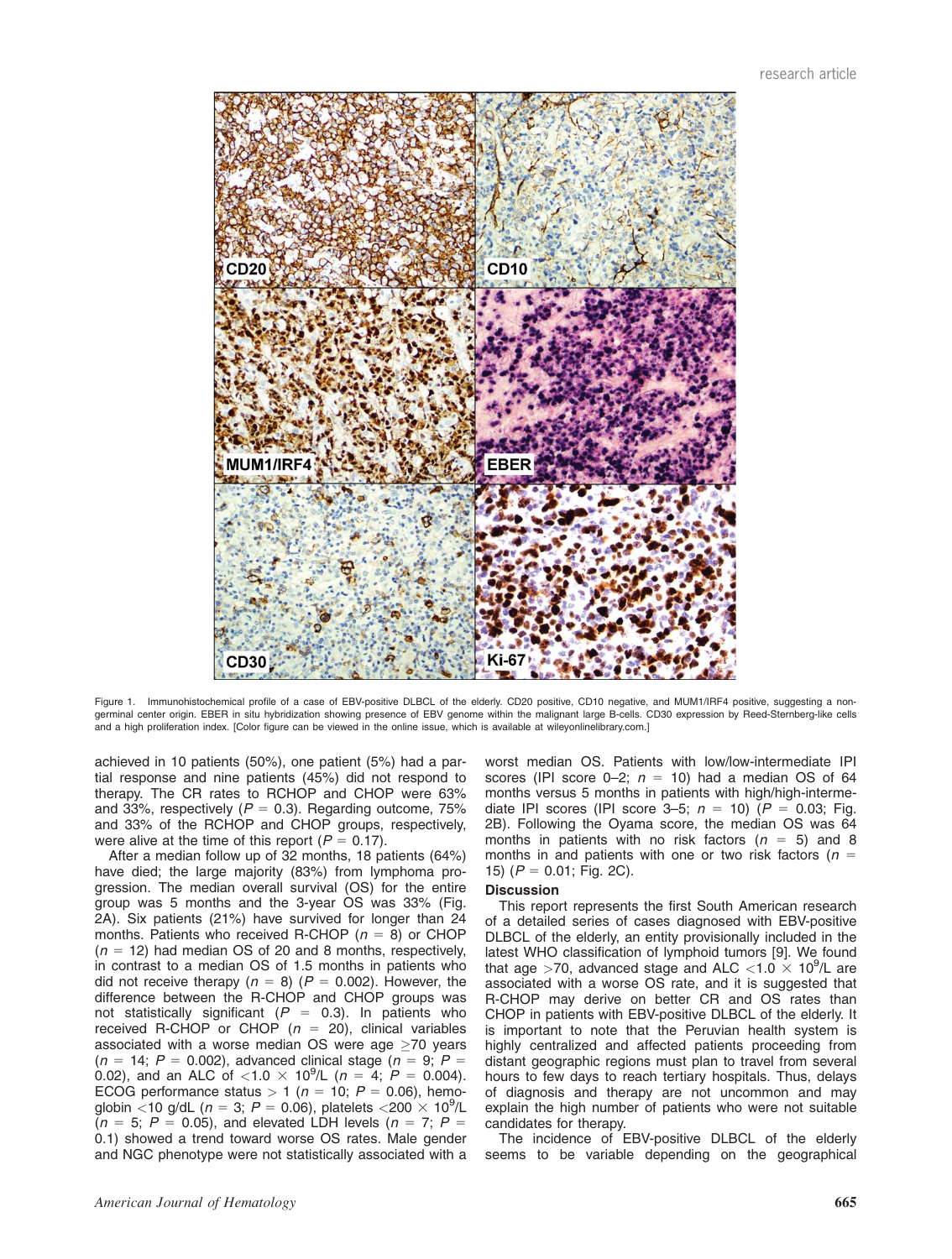Figure 1. Immunohistochemical profile of a case of EBV-positive DLBCL of the elderly. CD20 positive, CD10 negative, and MUM1/IRF4 positive, suggesting a non-germinal center origin. EBER in situ hybridization showing presence of EBV genome within the malignant large B-cells. CD30 expression by Reed-Sternberg-like cells and a high proliferation index. [Color figure can be viewed in the online issue, which is available at wileyonlinelibrary.com.]

achieved in 10 patients (50%), one patient (5%) had a partial response and nine patients (45%) did not respond to therapy. The CR rates to RCHOP and CHOP were 63% and 33%, respectively ($P = 0.3$). Regarding outcome, 75% and 33% of the RCHOP and CHOP groups, respectively, were alive at the time of this report ($P = 0.17$).

After a median follow up of 32 months, 18 patients (64%) have died; the large majority (83%) from lymphoma progression. The median overall survival (OS) for the entire group was 5 months and the 3-year OS was 33% (Fig. 2A). Six patients (21%) have survived for longer than 24 months. Patients who received R-CHOP ($n = 8$) or CHOP ($n = 12$) had median OS of 20 and 8 months, respectively, in contrast to a median OS of 1.5 months in patients who did not receive therapy ($n = 8$) ($P = 0.002$). However, the difference between the R-CHOP and CHOP groups was not statistically significant ($P = 0.3$). In patients who received R-CHOP or CHOP ($n = 20$), clinical variables associated with a worse median OS were age $\geq$70 years ($n = 14$; $P = 0.002$), advanced clinical stage ($n = 9$; $P = 0.02$), and an ALC of $<1.0 \times 10^9$/L ($n = 4$; $P = 0.004$). ECOG performance status $> 1$ ($n = 10$; $P = 0.06$), hemoglobin $<$10 g/dL ($n = 3$; $P = 0.06$), platelets $<200 \times 10^9$/L ($n = 5$; $P = 0.05$), and elevated LDH levels ($n = 7$; $P = 0.1$) showed a trend toward worse OS rates. Male gender and NGC phenotype were not statistically associated with a worst median OS. Patients with low/low-intermediate IPI scores (IPI score 0–2; $n = 10$) had a median OS of 64 months versus 5 months in patients with high/high-intermediate IPI scores (IPI score 3–5; $n = 10$) ($P = 0.03$; Fig. 2B). Following the Oyama score, the median OS was 64 months in patients with no risk factors ($n = 5$) and 8 months in and patients with one or two risk factors ($n = 15$) ($P = 0.01$; Fig. 2C).

## Discussion

This report represents the first South American research of a detailed series of cases diagnosed with EBV-positive DLBCL of the elderly, an entity provisionally included in the latest WHO classification of lymphoid tumors [9]. We found that age >70, advanced stage and ALC $<1.0 \times 10^9$/L are associated with a worse OS rate, and it is suggested that R-CHOP may derive on better CR and OS rates than CHOP in patients with EBV-positive DLBCL of the elderly. It is important to note that the Peruvian health system is highly centralized and affected patients proceeding from distant geographic regions must plan to travel from several hours to few days to reach tertiary hospitals. Thus, delays of diagnosis and therapy are not uncommon and may explain the high number of patients who were not suitable candidates for therapy.

The incidence of EBV-positive DLBCL of the elderly seems to be variable depending on the geographical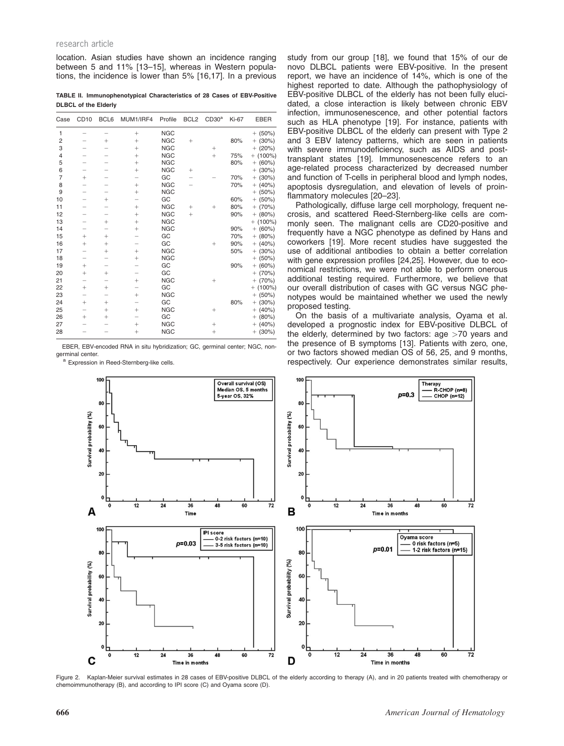location. Asian studies have shown an incidence ranging between 5 and 11% [13–15], whereas in Western populations, the incidence is lower than 5% [16,17]. In a previous study from our group [18], we found that 15% of our de novo DLBCL patients were EBV-positive. In the present report, we have an incidence of 14%, which is one of the highest reported to date. Although the pathophysiology of EBV-positive DLBCL of the elderly has not been fully elucidated, a close interaction is likely between chronic EBV infection, immunosenescence, and other potential factors such as HLA phenotype [19]. For instance, patients with EBV-positive DLBCL of the elderly can present with Type 2 and 3 EBV latency patterns, which are seen in patients with severe immunodeficiency, such as AIDS and post-transplant states [19]. Immunosenescence refers to an age-related process characterized by decreased number and function of T-cells in peripheral blood and lymph nodes, apoptosis dysregulation, and elevation of levels of proinflammatory molecules [20–23].

**TABLE II. Immunophenotypical Characteristics of 28 Cases of EBV-Positive DLBCL of the Elderly**

| Case | CD10 | BCL6 | MUM1/IRF4 | Profile | BCL2 | CD30[a] | Ki-67 | EBER |
|---|---|---|---|---|---|---|---|---|
| 1 | − | − | + | NGC | | | | + (50%) |
| 2 | − | + | + | NGC | + | | 80% | + (30%) |
| 3 | − | − | + | NGC | | + | | + (20%) |
| 4 | − | − | + | NGC | | + | 75% | + (100%) |
| 5 | − | − | + | NGC | | | 80% | + (60%) |
| 6 | − | − | + | NGC | + | | | + (30%) |
| 7 | + | − | − | GC | − | − | 70% | + (30%) |
| 8 | − | − | + | NGC | − | | 70% | + (40%) |
| 9 | − | − | + | NGC | | | | + (50%) |
| 10 | − | + | − | GC | | | 60% | + (50%) |
| 11 | − | − | + | NGC | + | + | 80% | + (70%) |
| 12 | − | − | + | NGC | + | | 90% | + (80%) |
| 13 | − | + | + | NGC | | | | + (100%) |
| 14 | − | − | + | NGC | | | 90% | + (60%) |
| 15 | + | + | − | GC | | | 70% | + (80%) |
| 16 | + | + | − | GC | | + | 90% | + (40%) |
| 17 | − | + | + | NGC | | | 50% | + (30%) |
| 18 | − | − | + | NGC | | | | + (50%) |
| 19 | + | − | − | GC | | | 90% | + (60%) |
| 20 | + | + | − | GC | | | | + (70%) |
| 21 | − | − | + | NGC | | + | | + (70%) |
| 22 | + | + | − | GC | | | | + (100%) |
| 23 | − | − | + | NGC | | | | + (50%) |
| 24 | + | + | − | GC | | | 80% | + (30%) |
| 25 | − | + | + | NGC | | + | | + (40%) |
| 26 | + | + | − | GC | | | | + (80%) |
| 27 | − | − | + | NGC | | + | | + (40%) |
| 28 | − | − | + | NGC | | + | | + (30%) |

EBER, EBV-encoded RNA in situ hybridization; GC, germinal center; NGC, non-germinal center.

[a] Expression in Reed-Sternberg-like cells.

Pathologically, diffuse large cell morphology, frequent necrosis, and scattered Reed-Sternberg-like cells are commonly seen. The malignant cells are CD20-positive and frequently have a NGC phenotype as defined by Hans and coworkers [19]. More recent studies have suggested the use of additional antibodies to obtain a better correlation with gene expression profiles [24,25]. However, due to economical restrictions, we were not able to perform onerous additional testing required. Furthermore, we believe that our overall distribution of cases with GC versus NGC phenotypes would be maintained whether we used the newly proposed testing.

On the basis of a multivariate analysis, Oyama et al. developed a prognostic index for EBV-positive DLBCL of the elderly, determined by two factors: age >70 years and the presence of B symptoms [13]. Patients with zero, one, or two factors showed median OS of 56, 25, and 9 months, respectively. Our experience demonstrates similar results,

Figure 2. Kaplan-Meier survival estimates in 28 cases of EBV-positive DLBCL of the elderly according to therapy (A), and in 20 patients treated with chemotherapy or chemoimmunotherapy (B), and according to IPI score (C) and Oyama score (D).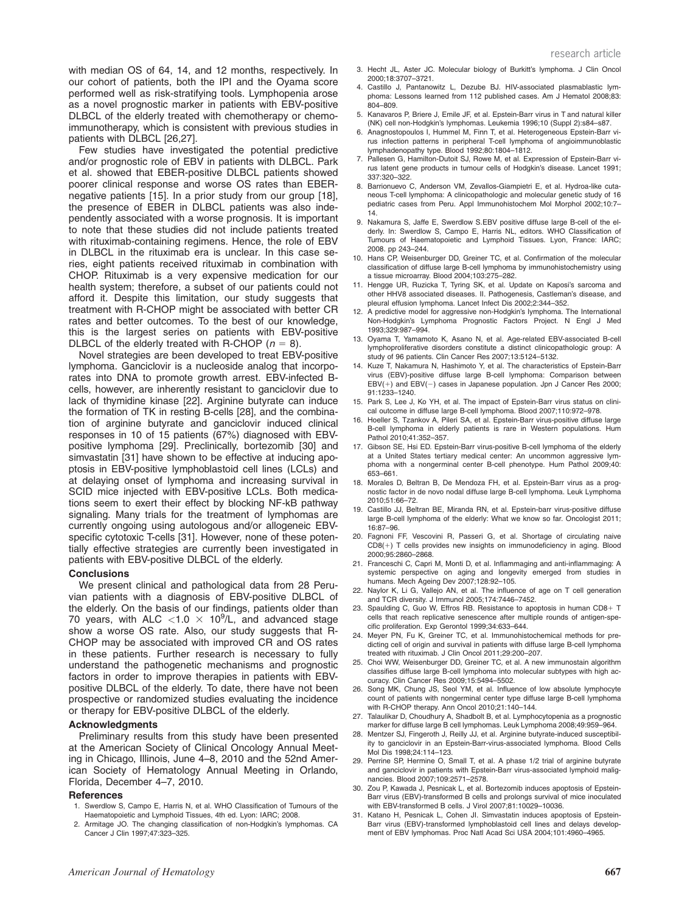with median OS of 64, 14, and 12 months, respectively. In our cohort of patients, both the IPI and the Oyama score performed well as risk-stratifying tools. Lymphopenia arose as a novel prognostic marker in patients with EBV-positive DLBCL of the elderly treated with chemotherapy or chemoimmunotherapy, which is consistent with previous studies in patients with DLBCL [26,27].

Few studies have investigated the potential predictive and/or prognostic role of EBV in patients with DLBCL. Park et al. showed that EBER-positive DLBCL patients showed poorer clinical response and worse OS rates than EBER-negative patients [15]. In a prior study from our group [18], the presence of EBER in DLBCL patients was also independently associated with a worse prognosis. It is important to note that these studies did not include patients treated with rituximab-containing regimens. Hence, the role of EBV in DLBCL in the rituximab era is unclear. In this case series, eight patients received rituximab in combination with CHOP. Rituximab is a very expensive medication for our health system; therefore, a subset of our patients could not afford it. Despite this limitation, our study suggests that treatment with R-CHOP might be associated with better CR rates and better outcomes. To the best of our knowledge, this is the largest series on patients with EBV-positive DLBCL of the elderly treated with R-CHOP ($n = 8$).

Novel strategies are been developed to treat EBV-positive lymphoma. Ganciclovir is a nucleoside analog that incorporates into DNA to promote growth arrest. EBV-infected B-cells, however, are inherently resistant to ganciclovir due to lack of thymidine kinase [22]. Arginine butyrate can induce the formation of TK in resting B-cells [28], and the combination of arginine butyrate and ganciclovir induced clinical responses in 10 of 15 patients (67%) diagnosed with EBV-positive lymphoma [29]. Preclinically, bortezomib [30] and simvastatin [31] have shown to be effective at inducing apoptosis in EBV-positive lymphoblastoid cell lines (LCLs) and at delaying onset of lymphoma and increasing survival in SCID mice injected with EBV-positive LCLs. Both medications seem to exert their effect by blocking NF-kB pathway signaling. Many trials for the treatment of lymphomas are currently ongoing using autologous and/or allogeneic EBV-specific cytotoxic T-cells [31]. However, none of these potentially effective strategies are currently been investigated in patients with EBV-positive DLBCL of the elderly.

## Conclusions

We present clinical and pathological data from 28 Peruvian patients with a diagnosis of EBV-positive DLBCL of the elderly. On the basis of our findings, patients older than 70 years, with ALC $<1.0 \times 10^9$/L, and advanced stage show a worse OS rate. Also, our study suggests that R-CHOP may be associated with improved CR and OS rates in these patients. Further research is necessary to fully understand the pathogenetic mechanisms and prognostic factors in order to improve therapies in patients with EBV-positive DLBCL of the elderly. To date, there have not been prospective or randomized studies evaluating the incidence or therapy for EBV-positive DLBCL of the elderly.

## Acknowledgments

Preliminary results from this study have been presented at the American Society of Clinical Oncology Annual Meeting in Chicago, Illinois, June 4–8, 2010 and the 52nd American Society of Hematology Annual Meeting in Orlando, Florida, December 4–7, 2010.

## References

1. Swerdlow S, Campo E, Harris N, et al. WHO Classification of Tumours of the Haematopoietic and Lymphoid Tissues, 4th ed. Lyon: IARC; 2008.
2. Armitage JO. The changing classification of non-Hodgkin's lymphomas. CA Cancer J Clin 1997;47:323–325.
3. Hecht JL, Aster JC. Molecular biology of Burkitt's lymphoma. J Clin Oncol 2000;18:3707–3721.
4. Castillo J, Pantanowitz L, Dezube BJ. HIV-associated plasmablastic lymphoma: Lessons learned from 112 published cases. Am J Hematol 2008;83: 804–809.
5. Kanavaros P, Briere J, Emile JF, et al. Epstein-Barr virus in T and natural killer (NK) cell non-Hodgkin's lymphomas. Leukemia 1996;10 (Suppl 2):s84–s87.
6. Anagnostopoulos I, Hummel M, Finn T, et al. Heterogeneous Epstein-Barr virus infection patterns in peripheral T-cell lymphoma of angioimmunoblastic lymphadenopathy type. Blood 1992;80:1804–1812.
7. Pallesen G, Hamilton-Dutoit SJ, Rowe M, et al. Expression of Epstein-Barr virus latent gene products in tumour cells of Hodgkin's disease. Lancet 1991; 337:320–322.
8. Barrionuevo C, Anderson VM, Zevallos-Giampietri E, et al. Hydroa-like cutaneous T-cell lymphoma: A clinicopathologic and molecular genetic study of 16 pediatric cases from Peru. Appl Immunohistochem Mol Morphol 2002;10:7–14.
9. Nakamura S, Jaffe E, Swerdlow S.EBV positive diffuse large B-cell of the elderly. In: Swerdlow S, Campo E, Harris NL, editors. WHO Classification of Tumours of Haematopoietic and Lymphoid Tissues. Lyon, France: IARC; 2008. pp 243–244.
10. Hans CP, Weisenburger DD, Greiner TC, et al. Confirmation of the molecular classification of diffuse large B-cell lymphoma by immunohistochemistry using a tissue microarray. Blood 2004;103:275–282.
11. Hengge UR, Ruzicka T, Tyring SK, et al. Update on Kaposi's sarcoma and other HHV8 associated diseases. II. Pathogenesis, Castleman's disease, and pleural effusion lymphoma. Lancet Infect Dis 2002;2:344–352.
12. A predictive model for aggressive non-Hodgkin's lymphoma. The International Non-Hodgkin's Lymphoma Prognostic Factors Project. N Engl J Med 1993;329:987–994.
13. Oyama T, Yamamoto K, Asano N, et al. Age-related EBV-associated B-cell lymphoproliferative disorders constitute a distinct clinicopathologic group: A study of 96 patients. Clin Cancer Res 2007;13:5124–5132.
14. Kuze T, Nakamura N, Hashimoto Y, et al. The characteristics of Epstein-Barr virus (EBV)-positive diffuse large B-cell lymphoma: Comparison between EBV(+) and EBV(−) cases in Japanese population. Jpn J Cancer Res 2000; 91:1233–1240.
15. Park S, Lee J, Ko YH, et al. The impact of Epstein-Barr virus status on clinical outcome in diffuse large B-cell lymphoma. Blood 2007;110:972–978.
16. Hoeller S, Tzankov A, Pileri SA, et al. Epstein-Barr virus-positive diffuse large B-cell lymphoma in elderly patients is rare in Western populations. Hum Pathol 2010;41:352–357.
17. Gibson SE, Hsi ED. Epstein-Barr virus-positive B-cell lymphoma of the elderly at a United States tertiary medical center: An uncommon aggressive lymphoma with a nongerminal center B-cell phenotype. Hum Pathol 2009;40: 653–661.
18. Morales D, Beltran B, De Mendoza FH, et al. Epstein-Barr virus as a prognostic factor in de novo nodal diffuse large B-cell lymphoma. Leuk Lymphoma 2010;51:66–72.
19. Castillo JJ, Beltran BE, Miranda RN, et al. Epstein-barr virus-positive diffuse large B-cell lymphoma of the elderly: What we know so far. Oncologist 2011; 16:87–96.
20. Fagnoni FF, Vescovini R, Passeri G, et al. Shortage of circulating naive CD8(+) T cells provides new insights on immunodeficiency in aging. Blood 2000;95:2860–2868.
21. Franceschi C, Capri M, Monti D, et al. Inflammaging and anti-inflammaging: A systemic perspective on aging and longevity emerged from studies in humans. Mech Ageing Dev 2007;128:92–105.
22. Naylor K, Li G, Vallejo AN, et al. The influence of age on T cell generation and TCR diversity. J Immunol 2005;174:7446–7452.
23. Spaulding C, Guo W, Effros RB. Resistance to apoptosis in human CD8+ T cells that reach replicative senescence after multiple rounds of antigen-specific proliferation. Exp Gerontol 1999;34:633–644.
24. Meyer PN, Fu K, Greiner TC, et al. Immunohistochemical methods for predicting cell of origin and survival in patients with diffuse large B-cell lymphoma treated with rituximab. J Clin Oncol 2011;29:200–207.
25. Choi WW, Weisenburger DD, Greiner TC, et al. A new immunostain algorithm classifies diffuse large B-cell lymphoma into molecular subtypes with high accuracy. Clin Cancer Res 2009;15:5494–5502.
26. Song MK, Chung JS, Seol YM, et al. Influence of low absolute lymphocyte count of patients with nongerminal center type diffuse large B-cell lymphoma with R-CHOP therapy. Ann Oncol 2010;21:140–144.
27. Talaulikar D, Choudhury A, Shadbolt B, et al. Lymphocytopenia as a prognostic marker for diffuse large B cell lymphomas. Leuk Lymphoma 2008;49:959–964.
28. Mentzer SJ, Fingeroth J, Reilly JJ, et al. Arginine butyrate-induced susceptibility to ganciclovir in an Epstein-Barr-virus-associated lymphoma. Blood Cells Mol Dis 1998;24:114–123.
29. Perrine SP, Hermine O, Small T, et al. A phase 1/2 trial of arginine butyrate and ganciclovir in patients with Epstein-Barr virus-associated lymphoid malignancies. Blood 2007;109:2571–2578.
30. Zou P, Kawada J, Pesnicak L, et al. Bortezomib induces apoptosis of Epstein-Barr virus (EBV)-transformed B cells and prolongs survival of mice inoculated with EBV-transformed B cells. J Virol 2007;81:10029–10036.
31. Katano H, Pesnicak L, Cohen JI. Simvastatin induces apoptosis of Epstein-Barr virus (EBV)-transformed lymphoblastoid cell lines and delays development of EBV lymphomas. Proc Natl Acad Sci USA 2004;101:4960–4965.